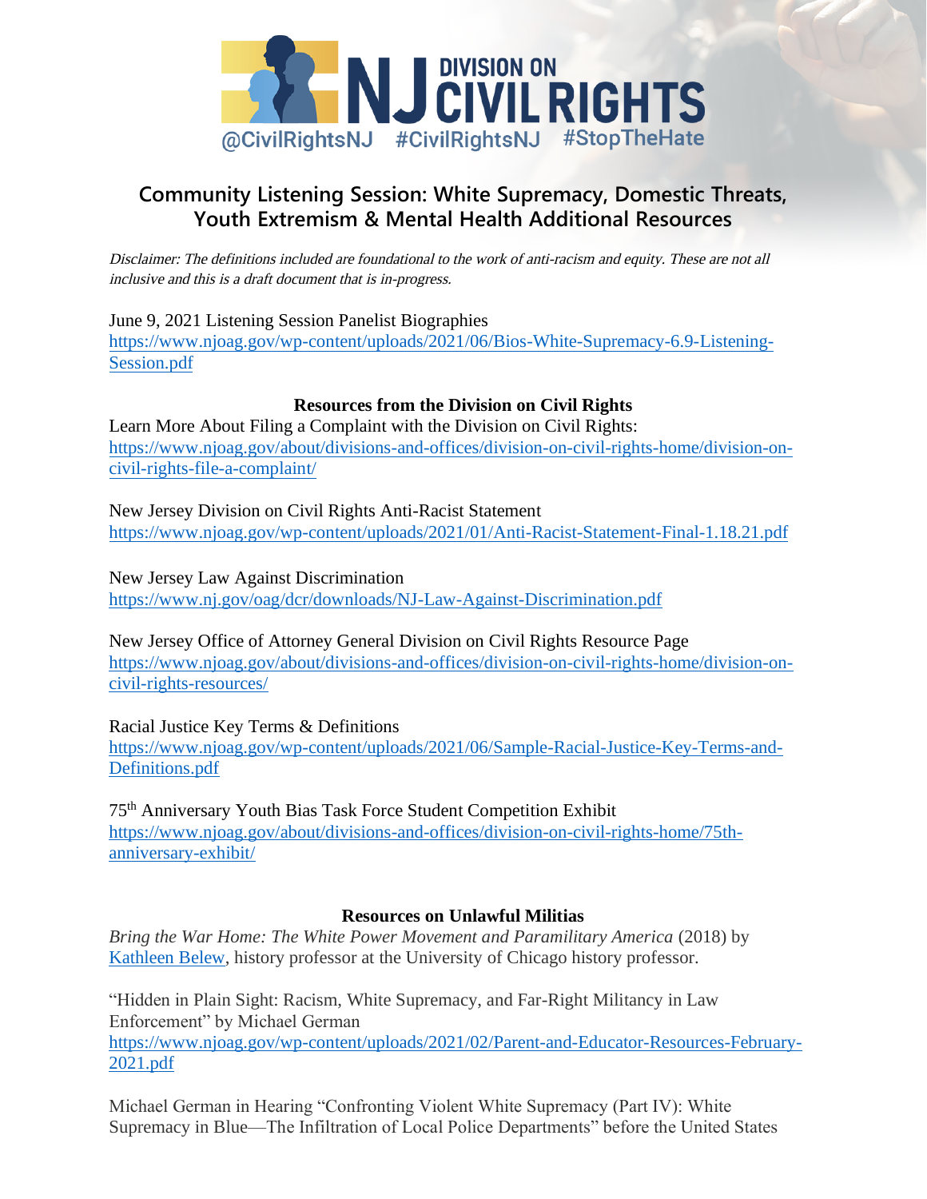NJ DIVISION ON CIVIL RIGHTS

@CivilRightsNJ #CivilRightsNJ #StopTheHate

## Community Listening Session: White Supremacy, Domestic Threats, Youth Extremism & Mental Health Additional Resources

*Disclaimer: The definitions included are foundational to the work of anti-racism and equity. These are not all inclusive and this is a draft document that is in-progress.*

June 9, 2021 Listening Session Panelist Biographies
https://www.njoag.gov/wp-content/uploads/2021/06/Bios-White-Supremacy-6.9-Listening-Session.pdf

### Resources from the Division on Civil Rights

Learn More About Filing a Complaint with the Division on Civil Rights:
https://www.njoag.gov/about/divisions-and-offices/division-on-civil-rights-home/division-on-civil-rights-file-a-complaint/

New Jersey Division on Civil Rights Anti-Racist Statement
https://www.njoag.gov/wp-content/uploads/2021/01/Anti-Racist-Statement-Final-1.18.21.pdf

New Jersey Law Against Discrimination
https://www.nj.gov/oag/dcr/downloads/NJ-Law-Against-Discrimination.pdf

New Jersey Office of Attorney General Division on Civil Rights Resource Page
https://www.njoag.gov/about/divisions-and-offices/division-on-civil-rights-home/division-on-civil-rights-resources/

Racial Justice Key Terms & Definitions
https://www.njoag.gov/wp-content/uploads/2021/06/Sample-Racial-Justice-Key-Terms-and-Definitions.pdf

75th Anniversary Youth Bias Task Force Student Competition Exhibit
https://www.njoag.gov/about/divisions-and-offices/division-on-civil-rights-home/75th-anniversary-exhibit/

### Resources on Unlawful Militias

*Bring the War Home: The White Power Movement and Paramilitary America* (2018) by Kathleen Belew, history professor at the University of Chicago history professor.

"Hidden in Plain Sight: Racism, White Supremacy, and Far-Right Militancy in Law Enforcement" by Michael German
https://www.njoag.gov/wp-content/uploads/2021/02/Parent-and-Educator-Resources-February-2021.pdf

Michael German in Hearing "Confronting Violent White Supremacy (Part IV): White Supremacy in Blue—The Infiltration of Local Police Departments" before the United States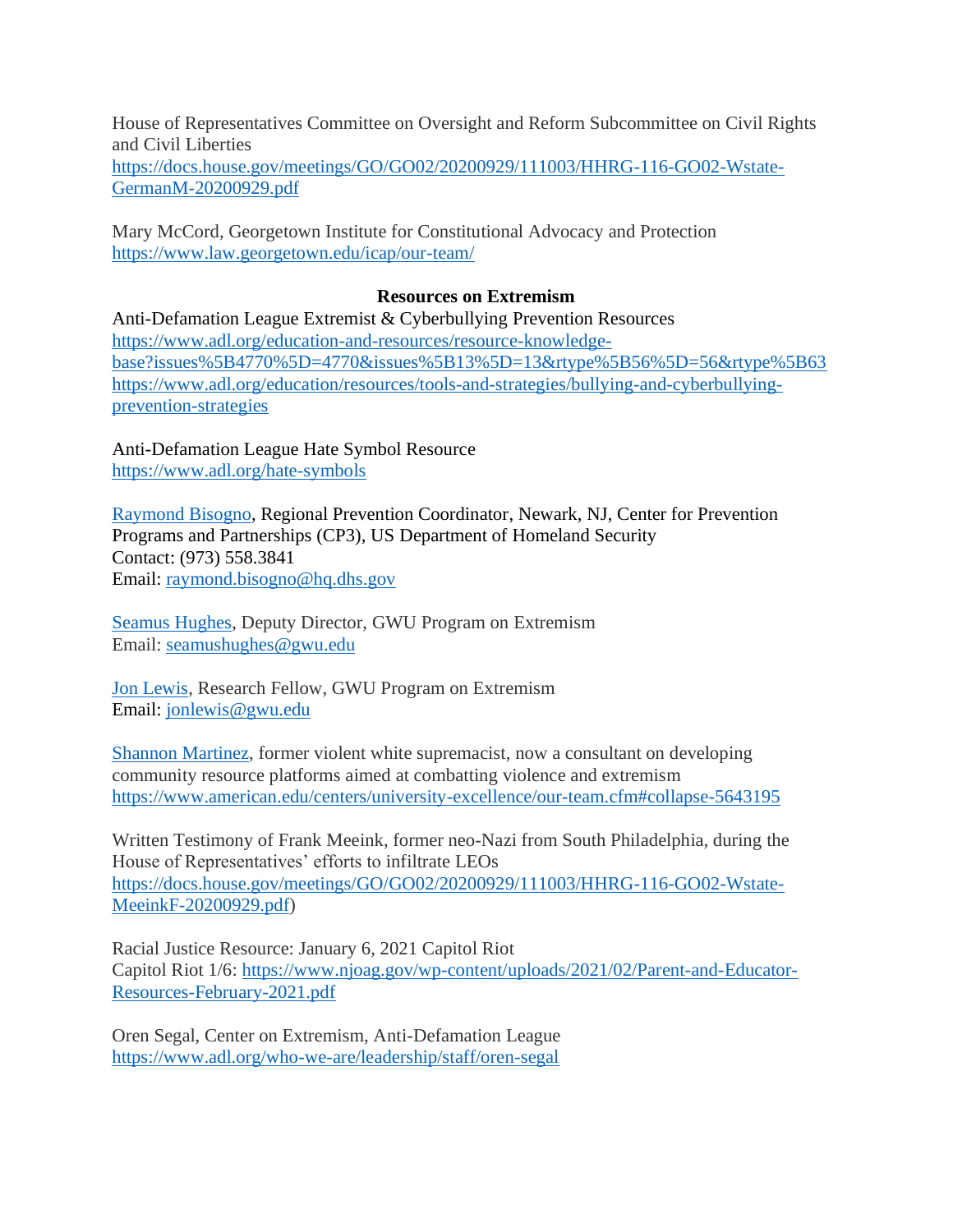House of Representatives Committee on Oversight and Reform Subcommittee on Civil Rights and Civil Liberties
https://docs.house.gov/meetings/GO/GO02/20200929/111003/HHRG-116-GO02-Wstate-GermanM-20200929.pdf

Mary McCord, Georgetown Institute for Constitutional Advocacy and Protection
https://www.law.georgetown.edu/icap/our-team/

**Resources on Extremism**

Anti-Defamation League Extremist & Cyberbullying Prevention Resources
https://www.adl.org/education-and-resources/resource-knowledge-base?issues%5B4770%5D=4770&issues%5B13%5D=13&rtype%5B56%5D=56&rtype%5B63
https://www.adl.org/education/resources/tools-and-strategies/bullying-and-cyberbullying-prevention-strategies

Anti-Defamation League Hate Symbol Resource
https://www.adl.org/hate-symbols

Raymond Bisogno, Regional Prevention Coordinator, Newark, NJ, Center for Prevention Programs and Partnerships (CP3), US Department of Homeland Security
Contact: (973) 558.3841
Email: raymond.bisogno@hq.dhs.gov

Seamus Hughes, Deputy Director, GWU Program on Extremism
Email: seamushughes@gwu.edu

Jon Lewis, Research Fellow, GWU Program on Extremism
Email: jonlewis@gwu.edu

Shannon Martinez, former violent white supremacist, now a consultant on developing community resource platforms aimed at combatting violence and extremism
https://www.american.edu/centers/university-excellence/our-team.cfm#collapse-5643195

Written Testimony of Frank Meeink, former neo-Nazi from South Philadelphia, during the House of Representatives' efforts to infiltrate LEOs
https://docs.house.gov/meetings/GO/GO02/20200929/111003/HHRG-116-GO02-Wstate-MeeinkF-20200929.pdf)

Racial Justice Resource: January 6, 2021 Capitol Riot
Capitol Riot 1/6: https://www.njoag.gov/wp-content/uploads/2021/02/Parent-and-Educator-Resources-February-2021.pdf

Oren Segal, Center on Extremism, Anti-Defamation League
https://www.adl.org/who-we-are/leadership/staff/oren-segal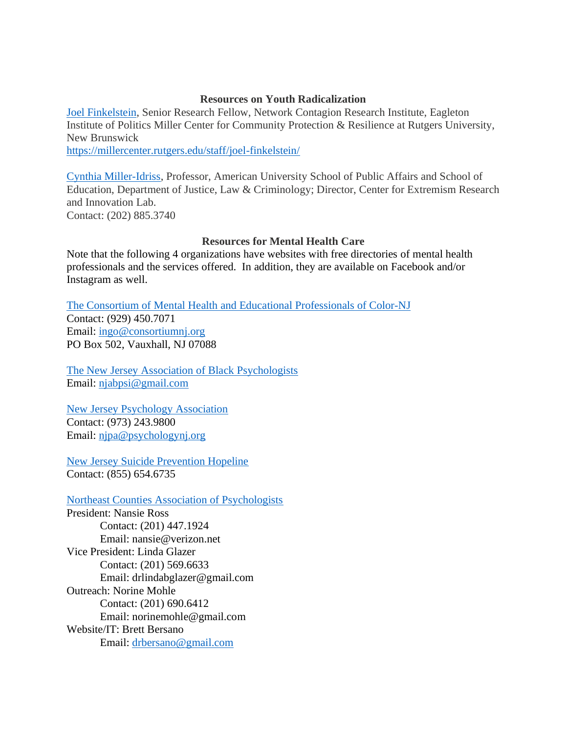## Resources on Youth Radicalization

Joel Finkelstein, Senior Research Fellow, Network Contagion Research Institute, Eagleton Institute of Politics Miller Center for Community Protection & Resilience at Rutgers University, New Brunswick
https://millercenter.rutgers.edu/staff/joel-finkelstein/

Cynthia Miller-Idriss, Professor, American University School of Public Affairs and School of Education, Department of Justice, Law & Criminology; Director, Center for Extremism Research and Innovation Lab.
Contact: (202) 885.3740

## Resources for Mental Health Care

Note that the following 4 organizations have websites with free directories of mental health professionals and the services offered. In addition, they are available on Facebook and/or Instagram as well.

The Consortium of Mental Health and Educational Professionals of Color-NJ
Contact: (929) 450.7071
Email: ingo@consortiumnj.org
PO Box 502, Vauxhall, NJ 07088

The New Jersey Association of Black Psychologists
Email: njabpsi@gmail.com

New Jersey Psychology Association
Contact: (973) 243.9800
Email: njpa@psychologynj.org

New Jersey Suicide Prevention Hopeline
Contact: (855) 654.6735

Northeast Counties Association of Psychologists
President: Nansie Ross
- Contact: (201) 447.1924
- Email: nansie@verizon.net

Vice President: Linda Glazer
- Contact: (201) 569.6633
- Email: drlindabglazer@gmail.com

Outreach: Norine Mohle
- Contact: (201) 690.6412
- Email: norinemohle@gmail.com

Website/IT: Brett Bersano
- Email: drbersano@gmail.com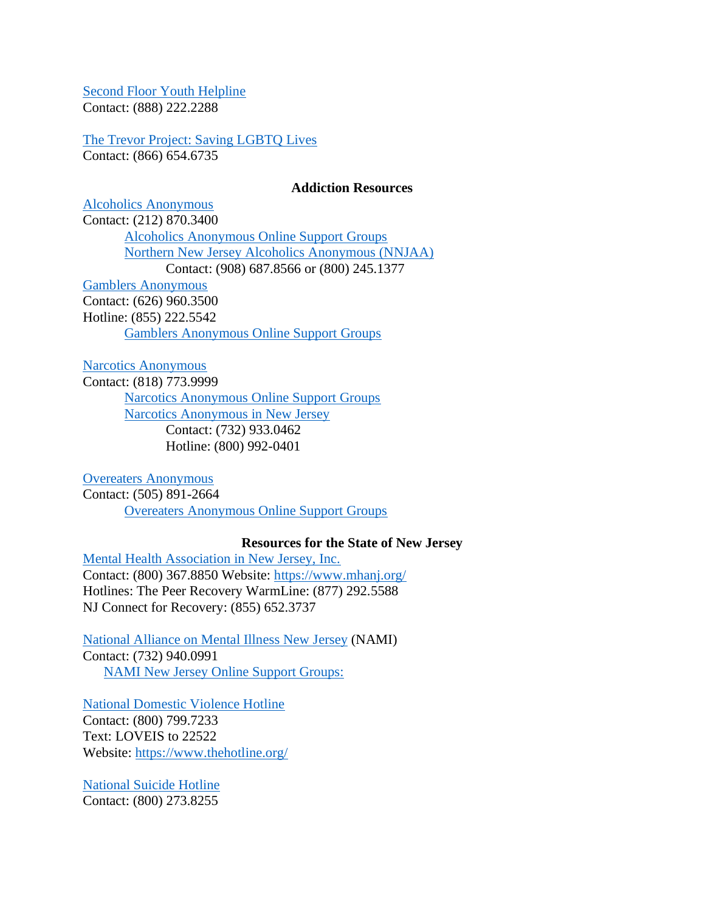Second Floor Youth Helpline
Contact: (888) 222.2288

The Trevor Project: Saving LGBTQ Lives
Contact: (866) 654.6735

**Addiction Resources**

Alcoholics Anonymous
Contact: (212) 870.3400

- Alcoholics Anonymous Online Support Groups
- Northern New Jersey Alcoholics Anonymous (NNJAA)
  - Contact: (908) 687.8566 or (800) 245.1377

Gamblers Anonymous
Contact: (626) 960.3500
Hotline: (855) 222.5542

- Gamblers Anonymous Online Support Groups

Narcotics Anonymous
Contact: (818) 773.9999

- Narcotics Anonymous Online Support Groups
- Narcotics Anonymous in New Jersey
  - Contact: (732) 933.0462
  - Hotline: (800) 992-0401

Overeaters Anonymous
Contact: (505) 891-2664

- Overeaters Anonymous Online Support Groups

**Resources for the State of New Jersey**

Mental Health Association in New Jersey, Inc.
Contact: (800) 367.8850 Website: https://www.mhanj.org/
Hotlines: The Peer Recovery WarmLine: (877) 292.5588
NJ Connect for Recovery: (855) 652.3737

National Alliance on Mental Illness New Jersey (NAMI)
Contact: (732) 940.0991

- NAMI New Jersey Online Support Groups:

National Domestic Violence Hotline
Contact: (800) 799.7233
Text: LOVEIS to 22522
Website: https://www.thehotline.org/

National Suicide Hotline
Contact: (800) 273.8255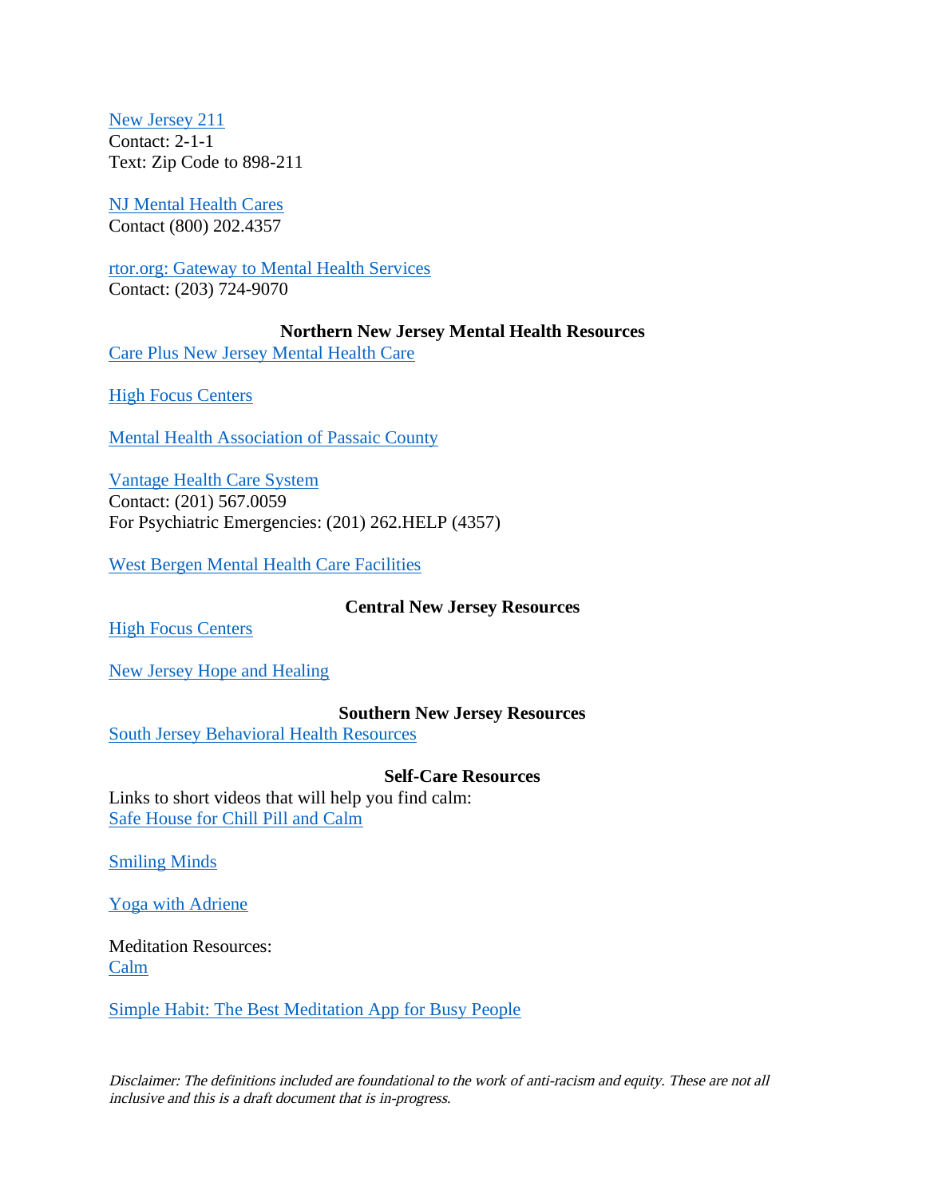New Jersey 211
Contact: 2-1-1
Text: Zip Code to 898-211

NJ Mental Health Cares
Contact (800) 202.4357

rtor.org: Gateway to Mental Health Services
Contact: (203) 724-9070

**Northern New Jersey Mental Health Resources**

Care Plus New Jersey Mental Health Care

High Focus Centers

Mental Health Association of Passaic County

Vantage Health Care System
Contact: (201) 567.0059
For Psychiatric Emergencies: (201) 262.HELP (4357)

West Bergen Mental Health Care Facilities

**Central New Jersey Resources**

High Focus Centers

New Jersey Hope and Healing

**Southern New Jersey Resources**

South Jersey Behavioral Health Resources

**Self-Care Resources**

Links to short videos that will help you find calm:
Safe House for Chill Pill and Calm

Smiling Minds

Yoga with Adriene

Meditation Resources:
Calm

Simple Habit: The Best Meditation App for Busy People

*Disclaimer: The definitions included are foundational to the work of anti-racism and equity. These are not all inclusive and this is a draft document that is in-progress.*